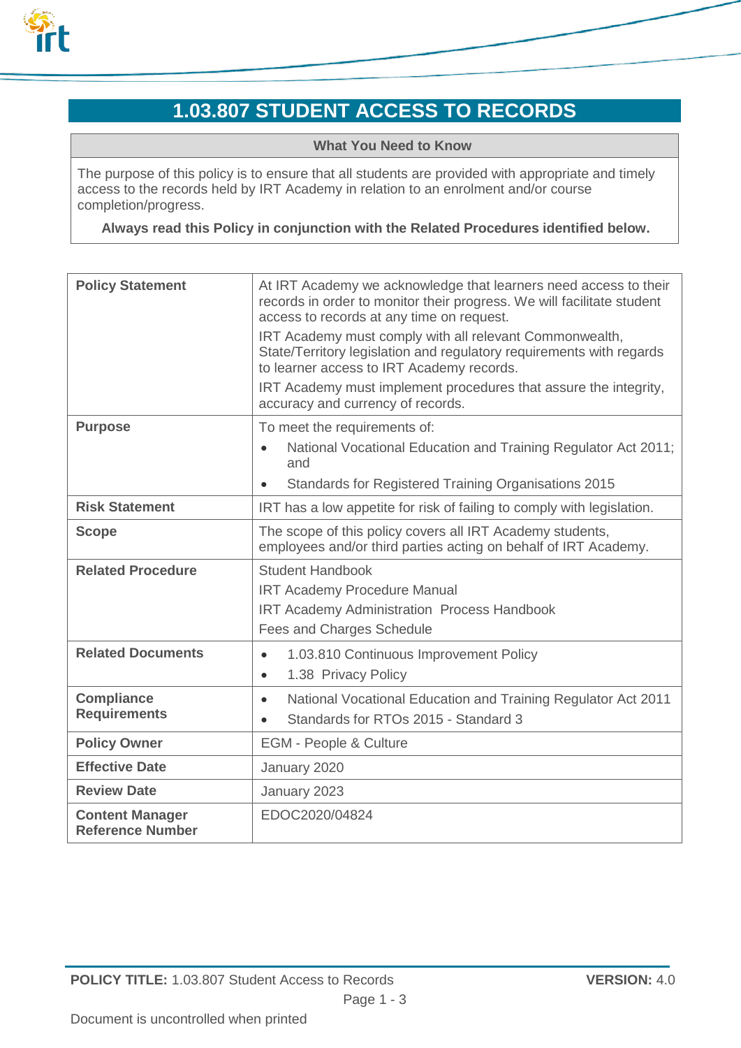# 1.03.807 STUDENT ACCESS TO RECORDS

| What You Need to Know |
| --- |
| The purpose of this policy is to ensure that all students are provided with appropriate and timely access to the records held by IRT Academy in relation to an enrolment and/or course completion/progress.<br>**Always read this Policy in conjunction with the Related Procedures identified below.** |

| | |
| --- | --- |
| **Policy Statement** | At IRT Academy we acknowledge that learners need access to their records in order to monitor their progress. We will facilitate student access to records at any time on request.<br>IRT Academy must comply with all relevant Commonwealth, State/Territory legislation and regulatory requirements with regards to learner access to IRT Academy records.<br>IRT Academy must implement procedures that assure the integrity, accuracy and currency of records. |
| **Purpose** | To meet the requirements of:<br>• National Vocational Education and Training Regulator Act 2011; and<br>• Standards for Registered Training Organisations 2015 |
| **Risk Statement** | IRT has a low appetite for risk of failing to comply with legislation. |
| **Scope** | The scope of this policy covers all IRT Academy students, employees and/or third parties acting on behalf of IRT Academy. |
| **Related Procedure** | Student Handbook<br>IRT Academy Procedure Manual<br>IRT Academy Administration Process Handbook<br>Fees and Charges Schedule |
| **Related Documents** | • 1.03.810 Continuous Improvement Policy<br>• 1.38 Privacy Policy |
| **Compliance Requirements** | • National Vocational Education and Training Regulator Act 2011<br>• Standards for RTOs 2015 - Standard 3 |
| **Policy Owner** | EGM - People & Culture |
| **Effective Date** | January 2020 |
| **Review Date** | January 2023 |
| **Content Manager Reference Number** | EDOC2020/04824 |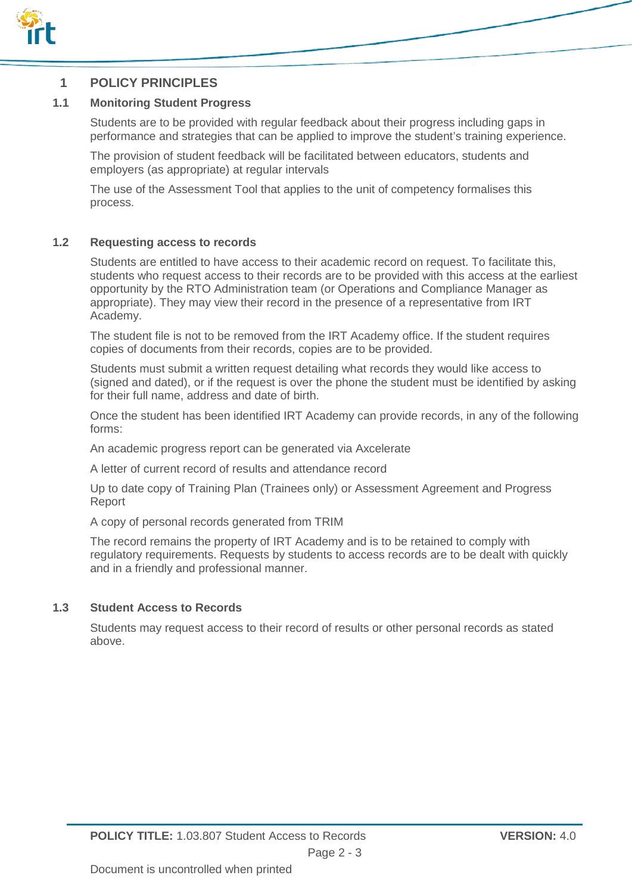# 1 POLICY PRINCIPLES

## 1.1 Monitoring Student Progress

Students are to be provided with regular feedback about their progress including gaps in performance and strategies that can be applied to improve the student's training experience.

The provision of student feedback will be facilitated between educators, students and employers (as appropriate) at regular intervals

The use of the Assessment Tool that applies to the unit of competency formalises this process.

## 1.2 Requesting access to records

Students are entitled to have access to their academic record on request. To facilitate this, students who request access to their records are to be provided with this access at the earliest opportunity by the RTO Administration team (or Operations and Compliance Manager as appropriate). They may view their record in the presence of a representative from IRT Academy.

The student file is not to be removed from the IRT Academy office. If the student requires copies of documents from their records, copies are to be provided.

Students must submit a written request detailing what records they would like access to (signed and dated), or if the request is over the phone the student must be identified by asking for their full name, address and date of birth.

Once the student has been identified IRT Academy can provide records, in any of the following forms:

An academic progress report can be generated via Axcelerate

A letter of current record of results and attendance record

Up to date copy of Training Plan (Trainees only) or Assessment Agreement and Progress Report

A copy of personal records generated from TRIM

The record remains the property of IRT Academy and is to be retained to comply with regulatory requirements. Requests by students to access records are to be dealt with quickly and in a friendly and professional manner.

## 1.3 Student Access to Records

Students may request access to their record of results or other personal records as stated above.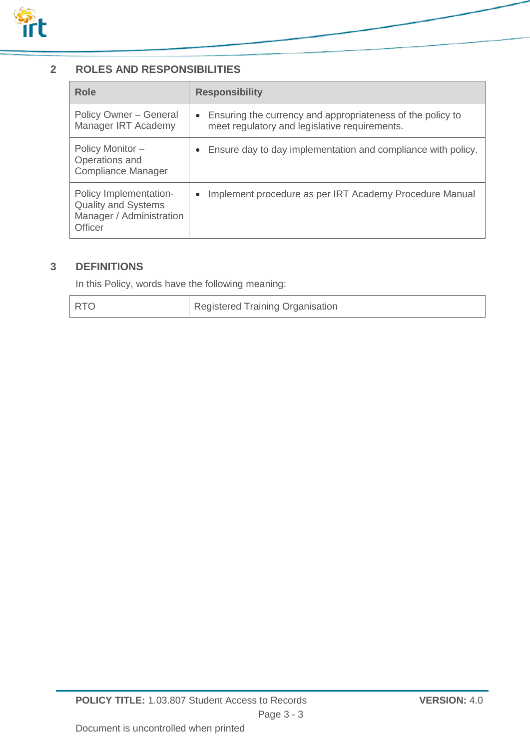## 2 ROLES AND RESPONSIBILITIES

| Role | Responsibility |
| --- | --- |
| Policy Owner – General Manager IRT Academy | • Ensuring the currency and appropriateness of the policy to meet regulatory and legislative requirements. |
| Policy Monitor – Operations and Compliance Manager | • Ensure day to day implementation and compliance with policy. |
| Policy Implementation- Quality and Systems Manager / Administration Officer | • Implement procedure as per IRT Academy Procedure Manual |

## 3 DEFINITIONS

In this Policy, words have the following meaning:

| | |
| --- | --- |
| RTO | Registered Training Organisation |